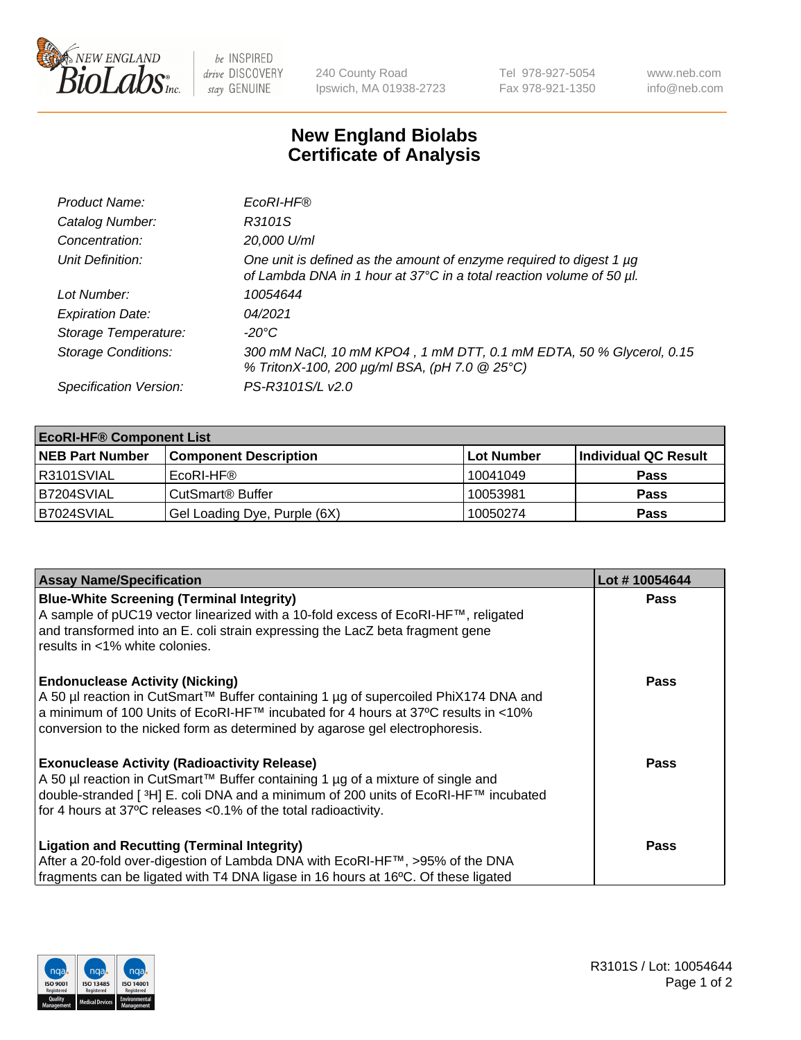New England Biolabs · be INSPIRED drive DISCOVERY stay GENUINE · 240 County Road, Ipswich, MA 01938-2723 · Tel 978-927-5054 · Fax 978-921-1350 · www.neb.com · info@neb.com

# New England Biolabs Certificate of Analysis

| | |
|---|---|
| *Product Name:* | *EcoRI-HF®* |
| *Catalog Number:* | *R3101S* |
| *Concentration:* | *20,000 U/ml* |
| *Unit Definition:* | *One unit is defined as the amount of enzyme required to digest 1 µg of Lambda DNA in 1 hour at 37°C in a total reaction volume of 50 µl.* |
| *Lot Number:* | *10054644* |
| *Expiration Date:* | *04/2021* |
| *Storage Temperature:* | *-20°C* |
| *Storage Conditions:* | *300 mM NaCl, 10 mM KPO4 , 1 mM DTT, 0.1 mM EDTA, 50 % Glycerol, 0.15 % TritonX-100, 200 µg/ml BSA, (pH 7.0 @ 25°C)* |
| *Specification Version:* | *PS-R3101S/L v2.0* |

| **EcoRI-HF® Component List** | | | |
|---|---|---|---|
| **NEB Part Number** | **Component Description** | **Lot Number** | **Individual QC Result** |
| R3101SVIAL | EcoRI-HF® | 10041049 | **Pass** |
| B7204SVIAL | CutSmart® Buffer | 10053981 | **Pass** |
| B7024SVIAL | Gel Loading Dye, Purple (6X) | 10050274 | **Pass** |

| **Assay Name/Specification** | **Lot # 10054644** |
|---|---|
| **Blue-White Screening (Terminal Integrity)** A sample of pUC19 vector linearized with a 10-fold excess of EcoRI-HF™, religated and transformed into an E. coli strain expressing the LacZ beta fragment gene results in <1% white colonies. | **Pass** |
| **Endonuclease Activity (Nicking)** A 50 µl reaction in CutSmart™ Buffer containing 1 µg of supercoiled PhiX174 DNA and a minimum of 100 Units of EcoRI-HF™ incubated for 4 hours at 37ºC results in <10% conversion to the nicked form as determined by agarose gel electrophoresis. | **Pass** |
| **Exonuclease Activity (Radioactivity Release)** A 50 µl reaction in CutSmart™ Buffer containing 1 µg of a mixture of single and double-stranded [ $^3$H] E. coli DNA and a minimum of 200 units of EcoRI-HF™ incubated for 4 hours at 37ºC releases <0.1% of the total radioactivity. | **Pass** |
| **Ligation and Recutting (Terminal Integrity)** After a 20-fold over-digestion of Lambda DNA with EcoRI-HF™, >95% of the DNA fragments can be ligated with T4 DNA ligase in 16 hours at 16ºC. Of these ligated | **Pass** |

R3101S / Lot: 10054644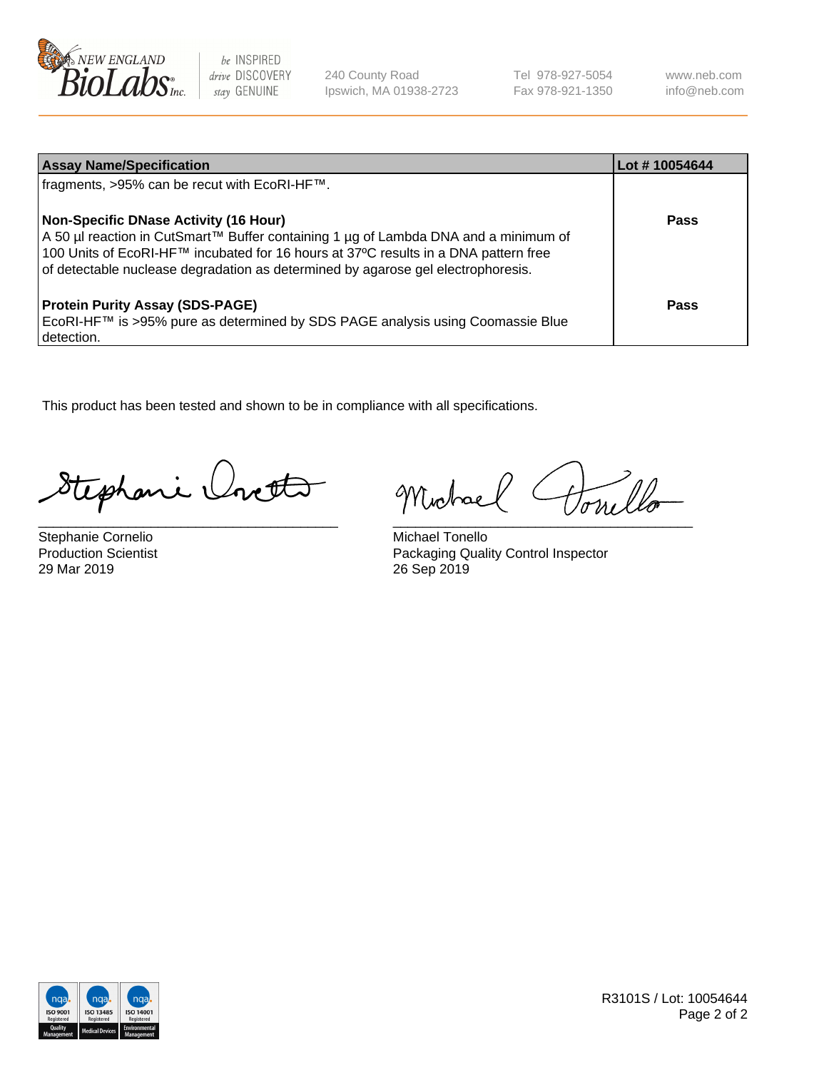| Assay Name/Specification | Lot # 10054644 |
| --- | --- |
| fragments, >95% can be recut with EcoRI-HF™. | |
| **Non-Specific DNase Activity (16 Hour)**<br>A 50 µl reaction in CutSmart™ Buffer containing 1 µg of Lambda DNA and a minimum of 100 Units of EcoRI-HF™ incubated for 16 hours at 37ºC results in a DNA pattern free of detectable nuclease degradation as determined by agarose gel electrophoresis. | **Pass** |
| **Protein Purity Assay (SDS-PAGE)**<br>EcoRI-HF™ is >95% pure as determined by SDS PAGE analysis using Coomassie Blue detection. | **Pass** |

This product has been tested and shown to be in compliance with all specifications.

Stephanie Cornelio
Production Scientist
29 Mar 2019

Michael Tonello
Packaging Quality Control Inspector
26 Sep 2019

R3101S / Lot: 10054644